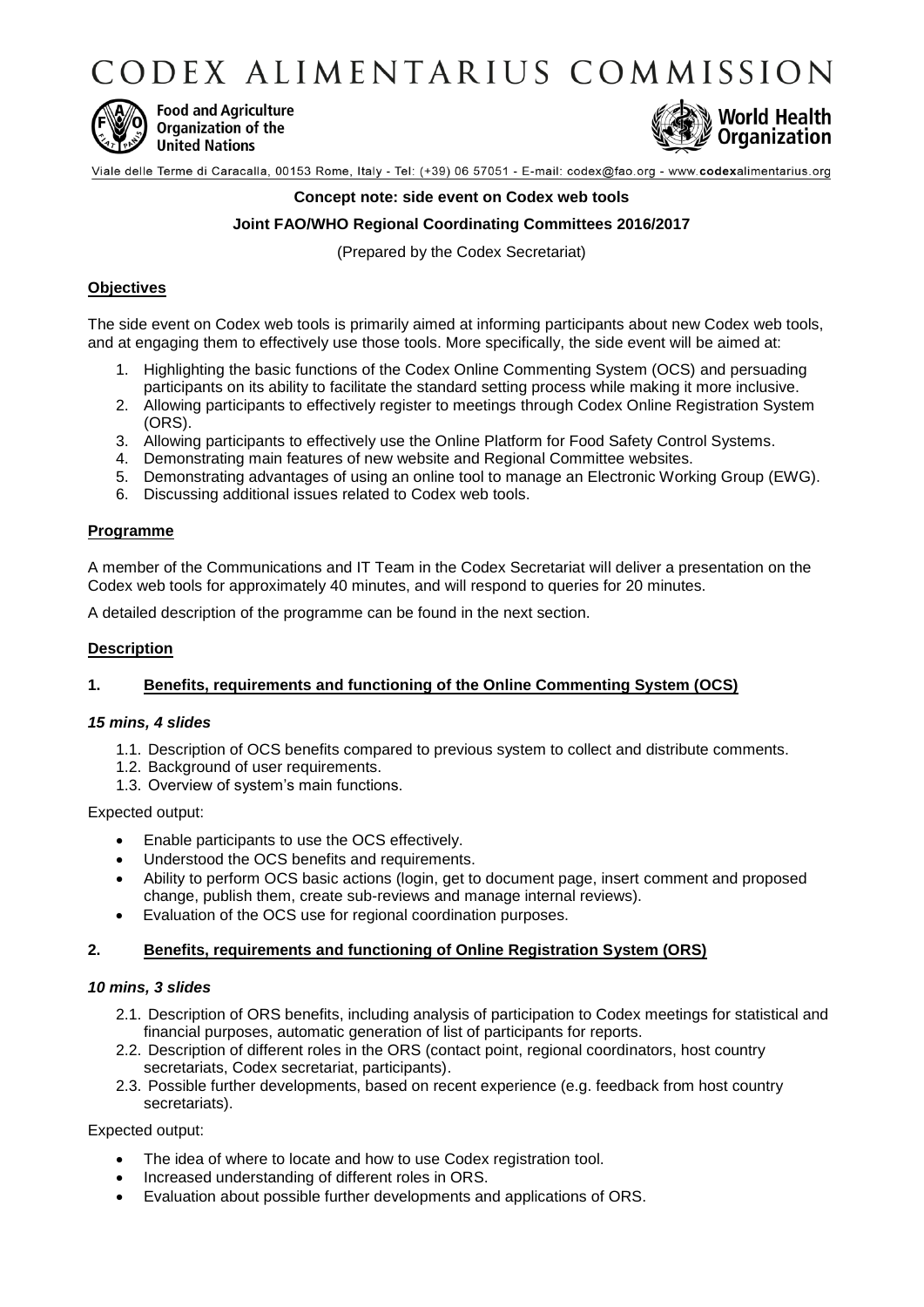# CODEX ALIMENTARIUS COMMISSION

**Food and Agriculture Organization of the United Nations**

**World Health Organization**

Viale delle Terme di Caracalla, 00153 Rome, Italy - Tel: (+39) 06 57051 - E-mail: codex@fao.org - www.codexalimentarius.org

**Concept note: side event on Codex web tools**

**Joint FAO/WHO Regional Coordinating Committees 2016/2017**

(Prepared by the Codex Secretariat)

## Objectives

The side event on Codex web tools is primarily aimed at informing participants about new Codex web tools, and at engaging them to effectively use those tools. More specifically, the side event will be aimed at:

1. Highlighting the basic functions of the Codex Online Commenting System (OCS) and persuading participants on its ability to facilitate the standard setting process while making it more inclusive.
2. Allowing participants to effectively register to meetings through Codex Online Registration System (ORS).
3. Allowing participants to effectively use the Online Platform for Food Safety Control Systems.
4. Demonstrating main features of new website and Regional Committee websites.
5. Demonstrating advantages of using an online tool to manage an Electronic Working Group (EWG).
6. Discussing additional issues related to Codex web tools.

## Programme

A member of the Communications and IT Team in the Codex Secretariat will deliver a presentation on the Codex web tools for approximately 40 minutes, and will respond to queries for 20 minutes.

A detailed description of the programme can be found in the next section.

## Description

### 1. Benefits, requirements and functioning of the Online Commenting System (OCS)

***15 mins, 4 slides***

1.1. Description of OCS benefits compared to previous system to collect and distribute comments.
1.2. Background of user requirements.
1.3. Overview of system's main functions.

Expected output:

- Enable participants to use the OCS effectively.
- Understood the OCS benefits and requirements.
- Ability to perform OCS basic actions (login, get to document page, insert comment and proposed change, publish them, create sub-reviews and manage internal reviews).
- Evaluation of the OCS use for regional coordination purposes.

### 2. Benefits, requirements and functioning of Online Registration System (ORS)

***10 mins, 3 slides***

2.1. Description of ORS benefits, including analysis of participation to Codex meetings for statistical and financial purposes, automatic generation of list of participants for reports.
2.2. Description of different roles in the ORS (contact point, regional coordinators, host country secretariats, Codex secretariat, participants).
2.3. Possible further developments, based on recent experience (e.g. feedback from host country secretariats).

Expected output:

- The idea of where to locate and how to use Codex registration tool.
- Increased understanding of different roles in ORS.
- Evaluation about possible further developments and applications of ORS.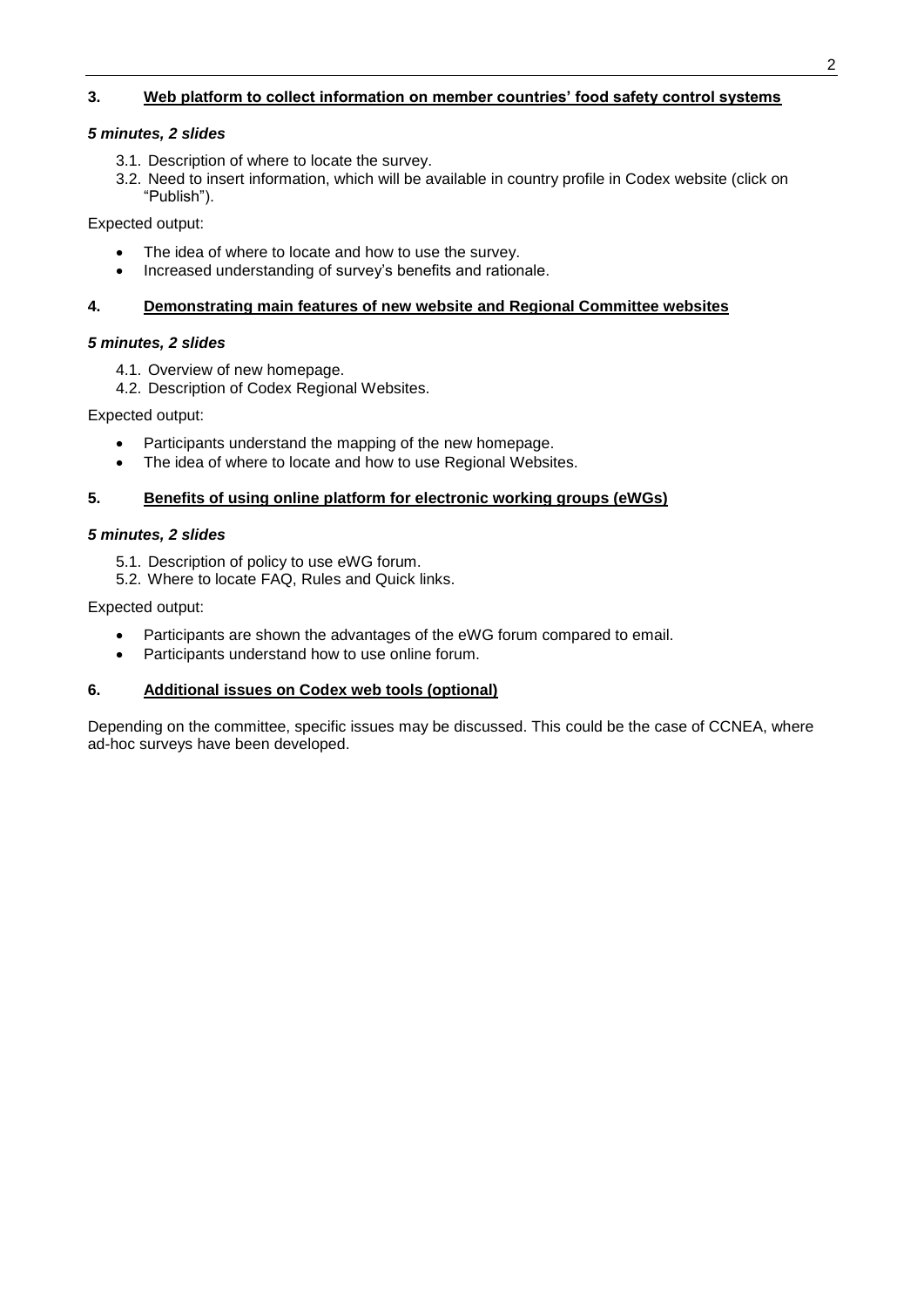## 3. Web platform to collect information on member countries' food safety control systems

***5 minutes, 2 slides***

3.1. Description of where to locate the survey.

3.2. Need to insert information, which will be available in country profile in Codex website (click on "Publish").

Expected output:

- The idea of where to locate and how to use the survey.
- Increased understanding of survey's benefits and rationale.

## 4. Demonstrating main features of new website and Regional Committee websites

***5 minutes, 2 slides***

4.1. Overview of new homepage.

4.2. Description of Codex Regional Websites.

Expected output:

- Participants understand the mapping of the new homepage.
- The idea of where to locate and how to use Regional Websites.

## 5. Benefits of using online platform for electronic working groups (eWGs)

***5 minutes, 2 slides***

5.1. Description of policy to use eWG forum.

5.2. Where to locate FAQ, Rules and Quick links.

Expected output:

- Participants are shown the advantages of the eWG forum compared to email.
- Participants understand how to use online forum.

## 6. Additional issues on Codex web tools (optional)

Depending on the committee, specific issues may be discussed. This could be the case of CCNEA, where ad-hoc surveys have been developed.